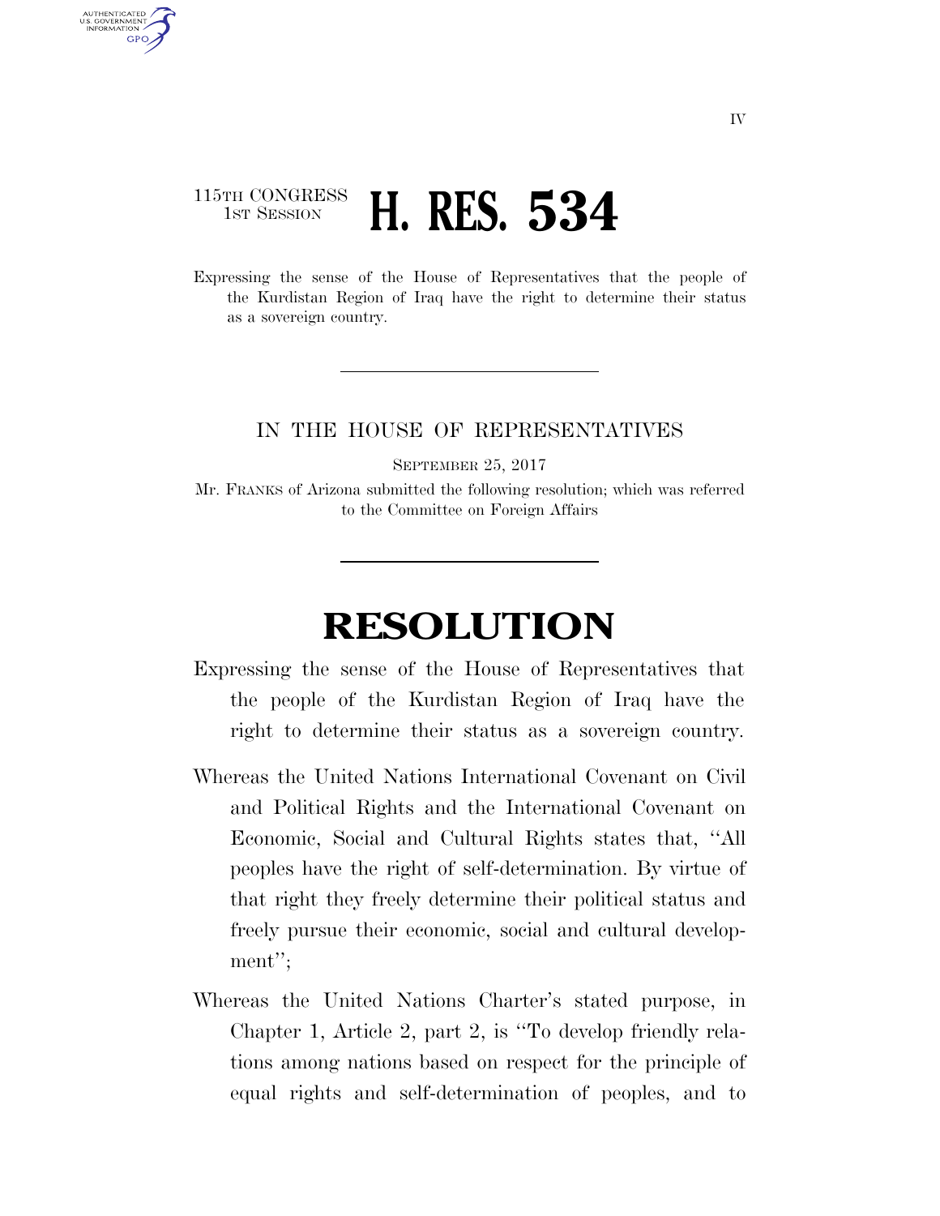115TH CONGRESS
1ST SESSION

# H. RES. 534

Expressing the sense of the House of Representatives that the people of the Kurdistan Region of Iraq have the right to determine their status as a sovereign country.

---

IN THE HOUSE OF REPRESENTATIVES

SEPTEMBER 25, 2017

Mr. FRANKS of Arizona submitted the following resolution; which was referred to the Committee on Foreign Affairs

---

# RESOLUTION

Expressing the sense of the House of Representatives that the people of the Kurdistan Region of Iraq have the right to determine their status as a sovereign country.

Whereas the United Nations International Covenant on Civil and Political Rights and the International Covenant on Economic, Social and Cultural Rights states that, "All peoples have the right of self-determination. By virtue of that right they freely determine their political status and freely pursue their economic, social and cultural development";

Whereas the United Nations Charter's stated purpose, in Chapter 1, Article 2, part 2, is "To develop friendly relations among nations based on respect for the principle of equal rights and self-determination of peoples, and to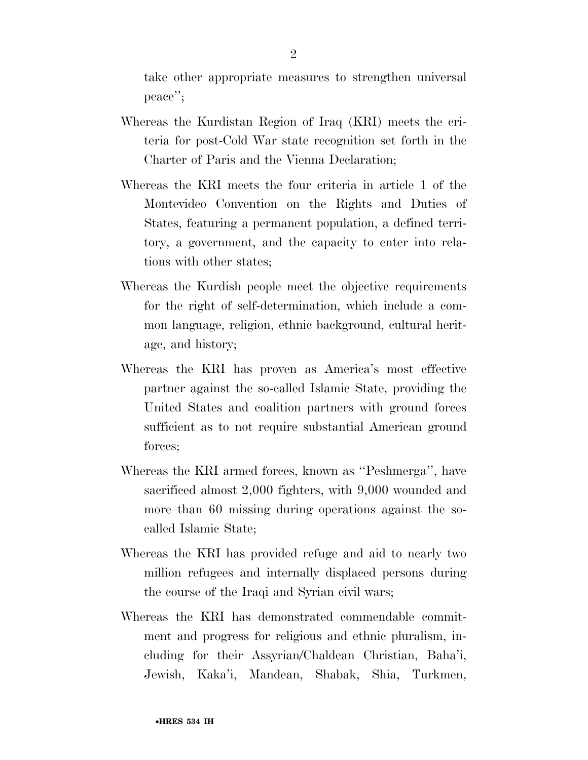take other appropriate measures to strengthen universal peace'';

Whereas the Kurdistan Region of Iraq (KRI) meets the criteria for post-Cold War state recognition set forth in the Charter of Paris and the Vienna Declaration;

Whereas the KRI meets the four criteria in article 1 of the Montevideo Convention on the Rights and Duties of States, featuring a permanent population, a defined territory, a government, and the capacity to enter into relations with other states;

Whereas the Kurdish people meet the objective requirements for the right of self-determination, which include a common language, religion, ethnic background, cultural heritage, and history;

Whereas the KRI has proven as America's most effective partner against the so-called Islamic State, providing the United States and coalition partners with ground forces sufficient as to not require substantial American ground forces;

Whereas the KRI armed forces, known as ''Peshmerga'', have sacrificed almost 2,000 fighters, with 9,000 wounded and more than 60 missing during operations against the so-called Islamic State;

Whereas the KRI has provided refuge and aid to nearly two million refugees and internally displaced persons during the course of the Iraqi and Syrian civil wars;

Whereas the KRI has demonstrated commendable commitment and progress for religious and ethnic pluralism, including for their Assyrian/Chaldean Christian, Baha'i, Jewish, Kaka'i, Mandean, Shabak, Shia, Turkmen,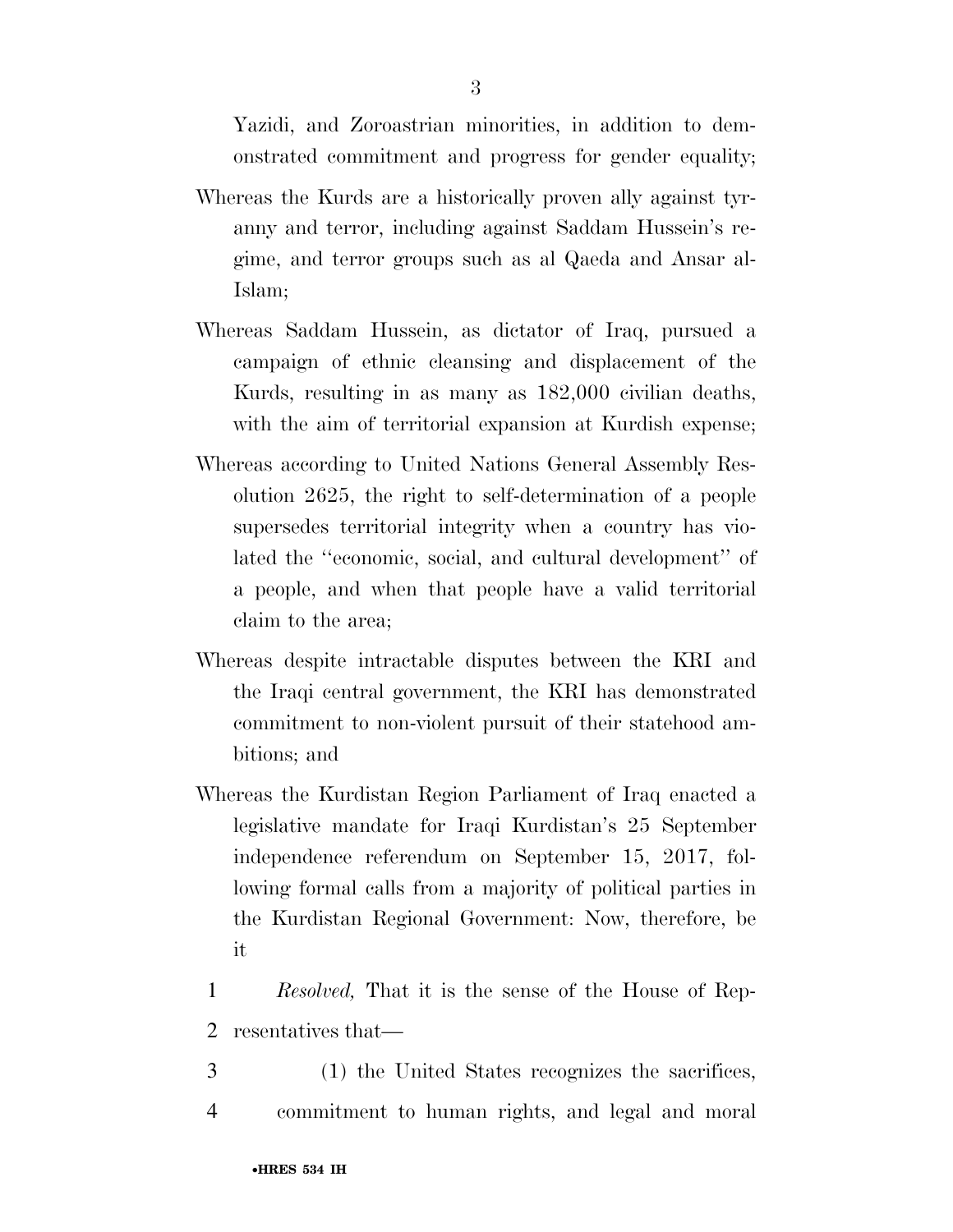Yazidi, and Zoroastrian minorities, in addition to demonstrated commitment and progress for gender equality;

Whereas the Kurds are a historically proven ally against tyranny and terror, including against Saddam Hussein's regime, and terror groups such as al Qaeda and Ansar al-Islam;

Whereas Saddam Hussein, as dictator of Iraq, pursued a campaign of ethnic cleansing and displacement of the Kurds, resulting in as many as 182,000 civilian deaths, with the aim of territorial expansion at Kurdish expense;

Whereas according to United Nations General Assembly Resolution 2625, the right to self-determination of a people supersedes territorial integrity when a country has violated the ''economic, social, and cultural development'' of a people, and when that people have a valid territorial claim to the area;

Whereas despite intractable disputes between the KRI and the Iraqi central government, the KRI has demonstrated commitment to non-violent pursuit of their statehood ambitions; and

Whereas the Kurdistan Region Parliament of Iraq enacted a legislative mandate for Iraqi Kurdistan's 25 September independence referendum on September 15, 2017, following formal calls from a majority of political parties in the Kurdistan Regional Government: Now, therefore, be it

1 *Resolved,* That it is the sense of the House of Rep-
2 resentatives that—

3 (1) the United States recognizes the sacrifices,
4 commitment to human rights, and legal and moral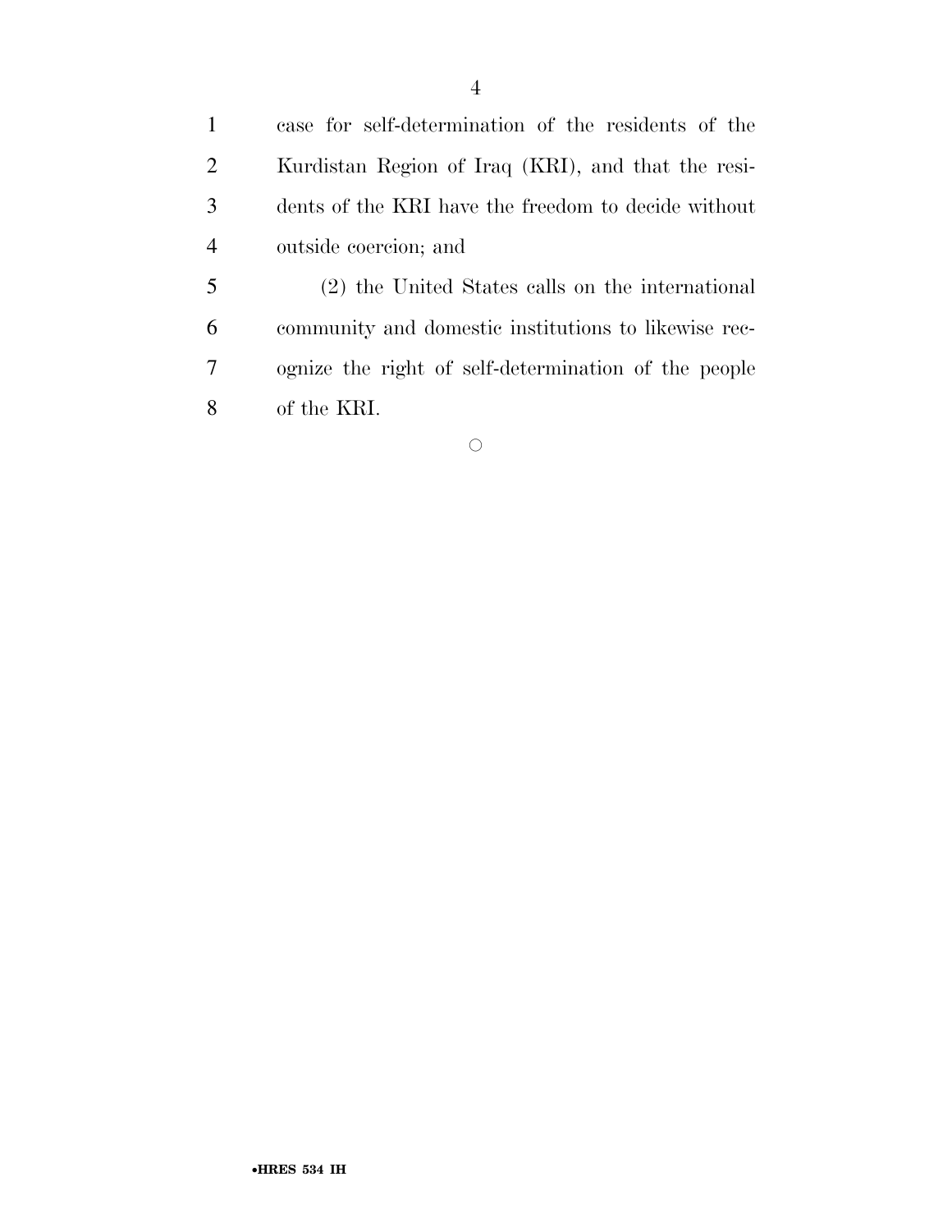case for self-determination of the residents of the Kurdistan Region of Iraq (KRI), and that the residents of the KRI have the freedom to decide without outside coercion; and

(2) the United States calls on the international community and domestic institutions to likewise recognize the right of self-determination of the people of the KRI.

○